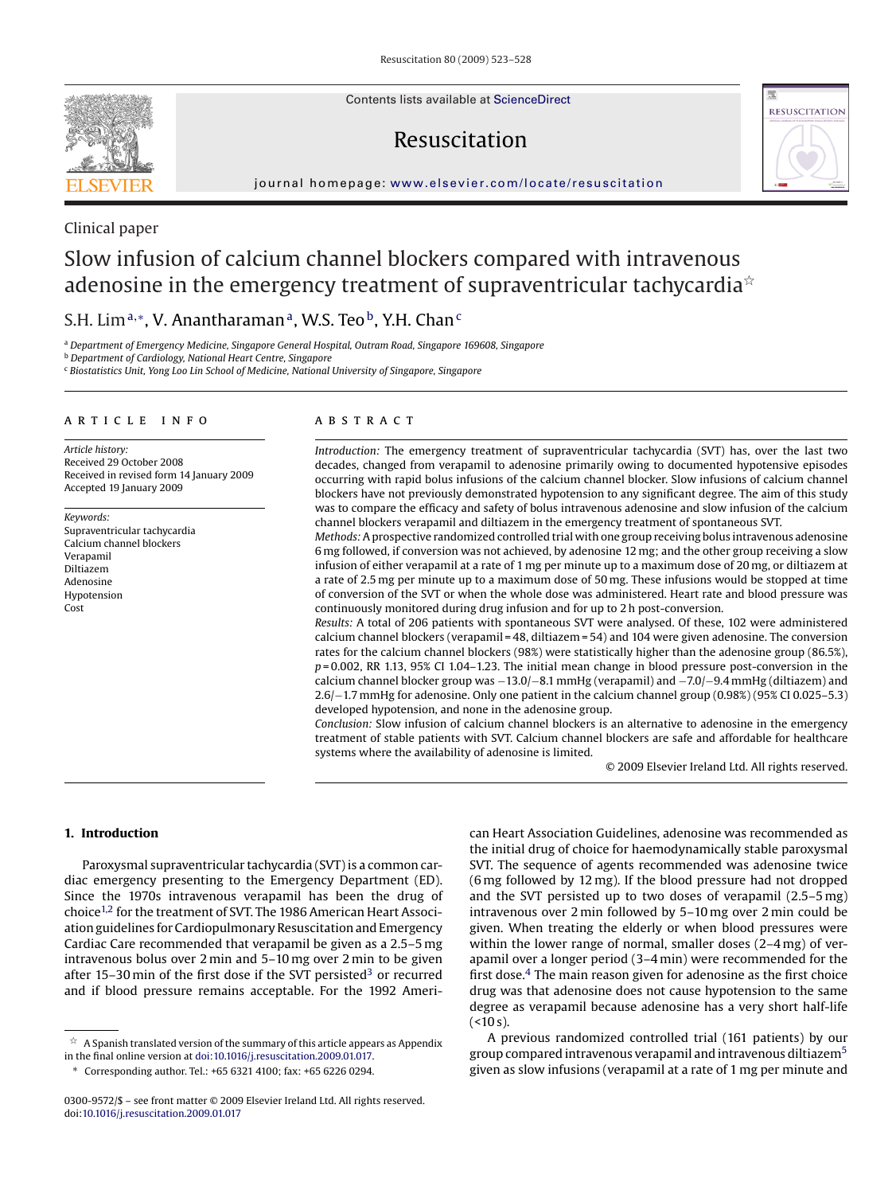Clinical paper

# Slow infusion of calcium channel blockers compared with intravenous adenosine in the emergency treatment of supraventricular tachycardia[☆]

S.H. Lim[a,*], V. Anantharaman[a], W.S. Teo[b], Y.H. Chan[c]

[a] Department of Emergency Medicine, Singapore General Hospital, Outram Road, Singapore 169608, Singapore
[b] Department of Cardiology, National Heart Centre, Singapore
[c] Biostatistics Unit, Yong Loo Lin School of Medicine, National University of Singapore, Singapore

## ARTICLE INFO

*Article history:*
Received 29 October 2008
Received in revised form 14 January 2009
Accepted 19 January 2009

*Keywords:*
Supraventricular tachycardia
Calcium channel blockers
Verapamil
Diltiazem
Adenosine
Hypotension
Cost

## ABSTRACT

*Introduction:* The emergency treatment of supraventricular tachycardia (SVT) has, over the last two decades, changed from verapamil to adenosine primarily owing to documented hypotensive episodes occurring with rapid bolus infusions of the calcium channel blocker. Slow infusions of calcium channel blockers have not previously demonstrated hypotension to any significant degree. The aim of this study was to compare the efficacy and safety of bolus intravenous adenosine and slow infusion of the calcium channel blockers verapamil and diltiazem in the emergency treatment of spontaneous SVT.

*Methods:* A prospective randomized controlled trial with one group receiving bolus intravenous adenosine 6 mg followed, if conversion was not achieved, by adenosine 12 mg; and the other group receiving a slow infusion of either verapamil at a rate of 1 mg per minute up to a maximum dose of 20 mg, or diltiazem at a rate of 2.5 mg per minute up to a maximum dose of 50 mg. These infusions would be stopped at time of conversion of the SVT or when the whole dose was administered. Heart rate and blood pressure was continuously monitored during drug infusion and for up to 2 h post-conversion.

*Results:* A total of 206 patients with spontaneous SVT were analysed. Of these, 102 were administered calcium channel blockers (verapamil = 48, diltiazem = 54) and 104 were given adenosine. The conversion rates for the calcium channel blockers (98%) were statistically higher than the adenosine group (86.5%), $p = 0.002$, RR 1.13, 95% CI 1.04–1.23. The initial mean change in blood pressure post-conversion in the calcium channel blocker group was −13.0/−8.1 mmHg (verapamil) and −7.0/−9.4 mmHg (diltiazem) and 2.6/−1.7 mmHg for adenosine. Only one patient in the calcium channel group (0.98%) (95% CI 0.025–5.3) developed hypotension, and none in the adenosine group.

*Conclusion:* Slow infusion of calcium channel blockers is an alternative to adenosine in the emergency treatment of stable patients with SVT. Calcium channel blockers are safe and affordable for healthcare systems where the availability of adenosine is limited.

© 2009 Elsevier Ireland Ltd. All rights reserved.

## 1. Introduction

Paroxysmal supraventricular tachycardia (SVT) is a common cardiac emergency presenting to the Emergency Department (ED). Since the 1970s intravenous verapamil has been the drug of choice[1,2] for the treatment of SVT. The 1986 American Heart Association guidelines for Cardiopulmonary Resuscitation and Emergency Cardiac Care recommended that verapamil be given as a 2.5–5 mg intravenous bolus over 2 min and 5–10 mg over 2 min to be given after 15–30 min of the first dose if the SVT persisted[3] or recurred and if blood pressure remains acceptable. For the 1992 American Heart Association Guidelines, adenosine was recommended as the initial drug of choice for haemodynamically stable paroxysmal SVT. The sequence of agents recommended was adenosine twice (6 mg followed by 12 mg). If the blood pressure had not dropped and the SVT persisted up to two doses of verapamil (2.5–5 mg) intravenous over 2 min followed by 5–10 mg over 2 min could be given. When treating the elderly or when blood pressures were within the lower range of normal, smaller doses (2–4 mg) of verapamil over a longer period (3–4 min) were recommended for the first dose.[4] The main reason given for adenosine as the first choice drug was that adenosine does not cause hypotension to the same degree as verapamil because adenosine has a very short half-life (<10 s).

A previous randomized controlled trial (161 patients) by our group compared intravenous verapamil and intravenous diltiazem[5] given as slow infusions (verapamil at a rate of 1 mg per minute and

[☆] A Spanish translated version of the summary of this article appears as Appendix in the final online version at doi:10.1016/j.resuscitation.2009.01.017.

\* Corresponding author. Tel.: +65 6321 4100; fax: +65 6226 0294.

0300-9572/$ – see front matter © 2009 Elsevier Ireland Ltd. All rights reserved.
doi:10.1016/j.resuscitation.2009.01.017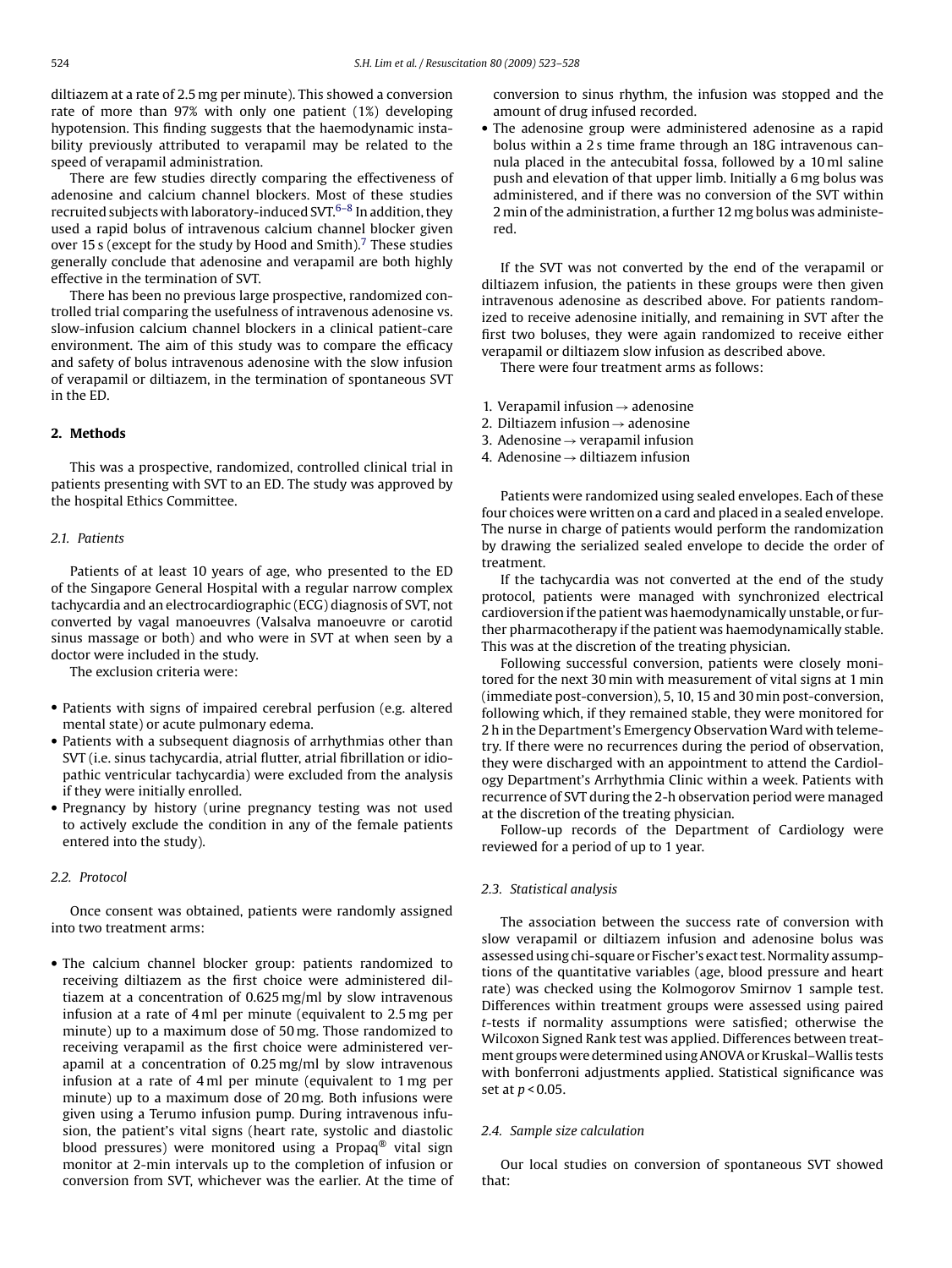diltiazem at a rate of 2.5 mg per minute). This showed a conversion rate of more than 97% with only one patient (1%) developing hypotension. This finding suggests that the haemodynamic instability previously attributed to verapamil may be related to the speed of verapamil administration.

There are few studies directly comparing the effectiveness of adenosine and calcium channel blockers. Most of these studies recruited subjects with laboratory-induced SVT.[6–8] In addition, they used a rapid bolus of intravenous calcium channel blocker given over 15 s (except for the study by Hood and Smith).[7] These studies generally conclude that adenosine and verapamil are both highly effective in the termination of SVT.

There has been no previous large prospective, randomized controlled trial comparing the usefulness of intravenous adenosine vs. slow-infusion calcium channel blockers in a clinical patient-care environment. The aim of this study was to compare the efficacy and safety of bolus intravenous adenosine with the slow infusion of verapamil or diltiazem, in the termination of spontaneous SVT in the ED.

## 2. Methods

This was a prospective, randomized, controlled clinical trial in patients presenting with SVT to an ED. The study was approved by the hospital Ethics Committee.

### *2.1. Patients*

Patients of at least 10 years of age, who presented to the ED of the Singapore General Hospital with a regular narrow complex tachycardia and an electrocardiographic (ECG) diagnosis of SVT, not converted by vagal manoeuvres (Valsalva manoeuvre or carotid sinus massage or both) and who were in SVT at when seen by a doctor were included in the study.

The exclusion criteria were:

- Patients with signs of impaired cerebral perfusion (e.g. altered mental state) or acute pulmonary edema.
- Patients with a subsequent diagnosis of arrhythmias other than SVT (i.e. sinus tachycardia, atrial flutter, atrial fibrillation or idiopathic ventricular tachycardia) were excluded from the analysis if they were initially enrolled.
- Pregnancy by history (urine pregnancy testing was not used to actively exclude the condition in any of the female patients entered into the study).

### *2.2. Protocol*

Once consent was obtained, patients were randomly assigned into two treatment arms:

- The calcium channel blocker group: patients randomized to receiving diltiazem as the first choice were administered diltiazem at a concentration of 0.625 mg/ml by slow intravenous infusion at a rate of 4 ml per minute (equivalent to 2.5 mg per minute) up to a maximum dose of 50 mg. Those randomized to receiving verapamil as the first choice were administered verapamil at a concentration of 0.25 mg/ml by slow intravenous infusion at a rate of 4 ml per minute (equivalent to 1 mg per minute) up to a maximum dose of 20 mg. Both infusions were given using a Terumo infusion pump. During intravenous infusion, the patient's vital signs (heart rate, systolic and diastolic blood pressures) were monitored using a Propaq® vital sign monitor at 2-min intervals up to the completion of infusion or conversion from SVT, whichever was the earlier. At the time of conversion to sinus rhythm, the infusion was stopped and the amount of drug infused recorded.
- The adenosine group were administered adenosine as a rapid bolus within a 2 s time frame through an 18G intravenous cannula placed in the antecubital fossa, followed by a 10 ml saline push and elevation of that upper limb. Initially a 6 mg bolus was administered, and if there was no conversion of the SVT within 2 min of the administration, a further 12 mg bolus was administered.

If the SVT was not converted by the end of the verapamil or diltiazem infusion, the patients in these groups were then given intravenous adenosine as described above. For patients randomized to receive adenosine initially, and remaining in SVT after the first two boluses, they were again randomized to receive either verapamil or diltiazem slow infusion as described above.

There were four treatment arms as follows:

1. Verapamil infusion → adenosine
2. Diltiazem infusion → adenosine
3. Adenosine → verapamil infusion
4. Adenosine → diltiazem infusion

Patients were randomized using sealed envelopes. Each of these four choices were written on a card and placed in a sealed envelope. The nurse in charge of patients would perform the randomization by drawing the serialized sealed envelope to decide the order of treatment.

If the tachycardia was not converted at the end of the study protocol, patients were managed with synchronized electrical cardioversion if the patient was haemodynamically unstable, or further pharmacotherapy if the patient was haemodynamically stable. This was at the discretion of the treating physician.

Following successful conversion, patients were closely monitored for the next 30 min with measurement of vital signs at 1 min (immediate post-conversion), 5, 10, 15 and 30 min post-conversion, following which, if they remained stable, they were monitored for 2 h in the Department's Emergency Observation Ward with telemetry. If there were no recurrences during the period of observation, they were discharged with an appointment to attend the Cardiology Department's Arrhythmia Clinic within a week. Patients with recurrence of SVT during the 2-h observation period were managed at the discretion of the treating physician.

Follow-up records of the Department of Cardiology were reviewed for a period of up to 1 year.

### *2.3. Statistical analysis*

The association between the success rate of conversion with slow verapamil or diltiazem infusion and adenosine bolus was assessed using chi-square or Fischer's exact test. Normality assumptions of the quantitative variables (age, blood pressure and heart rate) was checked using the Kolmogorov Smirnov 1 sample test. Differences within treatment groups were assessed using paired *t*-tests if normality assumptions were satisfied; otherwise the Wilcoxon Signed Rank test was applied. Differences between treatment groups were determined using ANOVA or Kruskal–Wallis tests with bonferroni adjustments applied. Statistical significance was set at $p < 0.05$.

### *2.4. Sample size calculation*

Our local studies on conversion of spontaneous SVT showed that: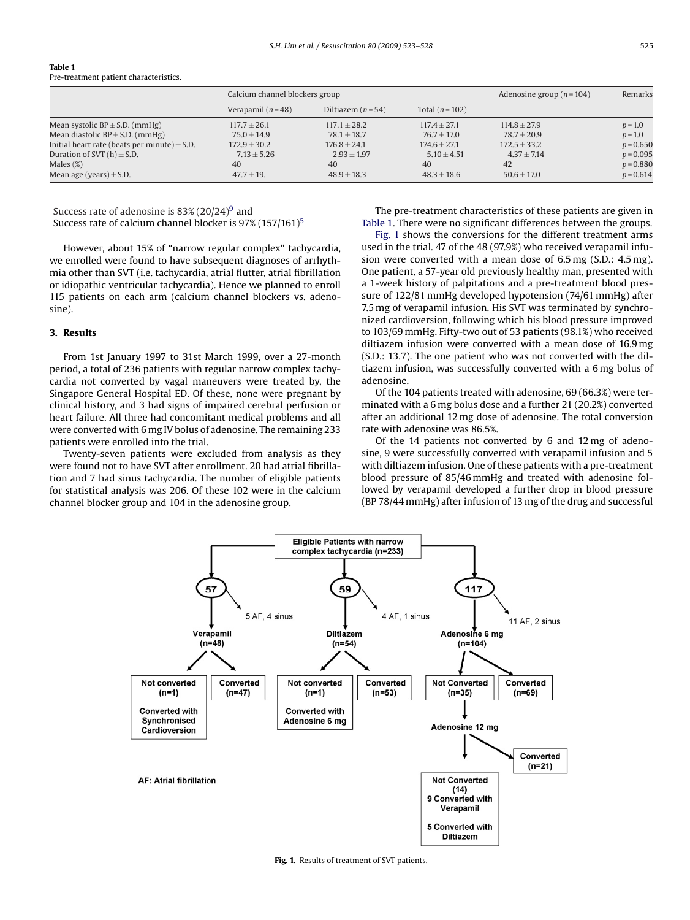**Table 1**
Pre-treatment patient characteristics.

| | Calcium channel blockers group | | | Adenosine group (n = 104) | Remarks |
|---|---|---|---|---|---|
| | Verapamil (n = 48) | Diltiazem (n = 54) | Total (n = 102) | | |
| Mean systolic BP ± S.D. (mmHg) | 117.7 ± 26.1 | 117.1 ± 28.2 | 117.4 ± 27.1 | 114.8 ± 27.9 | p = 1.0 |
| Mean diastolic BP ± S.D. (mmHg) | 75.0 ± 14.9 | 78.1 ± 18.7 | 76.7 ± 17.0 | 78.7 ± 20.9 | p = 1.0 |
| Initial heart rate (beats per minute) ± S.D. | 172.9 ± 30.2 | 176.8 ± 24.1 | 174.6 ± 27.1 | 172.5 ± 33.2 | p = 0.650 |
| Duration of SVT (h) ± S.D. | 7.13 ± 5.26 | 2.93 ± 1.97 | 5.10 ± 4.51 | 4.37 ± 7.14 | p = 0.095 |
| Males (%) | 40 | 40 | 40 | 42 | p = 0.880 |
| Mean age (years) ± S.D. | 47.7 ± 19. | 48.9 ± 18.3 | 48.3 ± 18.6 | 50.6 ± 17.0 | p = 0.614 |

Success rate of adenosine is 83% (20/24)[9] and
Success rate of calcium channel blocker is 97% (157/161)[5]

However, about 15% of "narrow regular complex" tachycardia, we enrolled were found to have subsequent diagnoses of arrhythmia other than SVT (i.e. tachycardia, atrial flutter, atrial fibrillation or idiopathic ventricular tachycardia). Hence we planned to enroll 115 patients on each arm (calcium channel blockers vs. adenosine).

## 3. Results

From 1st January 1997 to 31st March 1999, over a 27-month period, a total of 236 patients with regular narrow complex tachycardia not converted by vagal maneuvers were treated by, the Singapore General Hospital ED. Of these, none were pregnant by clinical history, and 3 had signs of impaired cerebral perfusion or heart failure. All three had concomitant medical problems and all were converted with 6 mg IV bolus of adenosine. The remaining 233 patients were enrolled into the trial.

Twenty-seven patients were excluded from analysis as they were found not to have SVT after enrollment. 20 had atrial fibrillation and 7 had sinus tachycardia. The number of eligible patients for statistical analysis was 206. Of these 102 were in the calcium channel blocker group and 104 in the adenosine group.

The pre-treatment characteristics of these patients are given in Table 1. There were no significant differences between the groups.

Fig. 1 shows the conversions for the different treatment arms used in the trial. 47 of the 48 (97.9%) who received verapamil infusion were converted with a mean dose of 6.5 mg (S.D.: 4.5 mg). One patient, a 57-year old previously healthy man, presented with a 1-week history of palpitations and a pre-treatment blood pressure of 122/81 mmHg developed hypotension (74/61 mmHg) after 7.5 mg of verapamil infusion. His SVT was terminated by synchronized cardioversion, following which his blood pressure improved to 103/69 mmHg. Fifty-two out of 53 patients (98.1%) who received diltiazem infusion were converted with a mean dose of 16.9 mg (S.D.: 13.7). The one patient who was not converted with the diltiazem infusion, was successfully converted with a 6 mg bolus of adenosine.

Of the 104 patients treated with adenosine, 69 (66.3%) were terminated with a 6 mg bolus dose and a further 21 (20.2%) converted after an additional 12 mg dose of adenosine. The total conversion rate with adenosine was 86.5%.

Of the 14 patients not converted by 6 and 12 mg of adenosine, 9 were successfully converted with verapamil infusion and 5 with diltiazem infusion. One of these patients with a pre-treatment blood pressure of 85/46 mmHg and treated with adenosine followed by verapamil developed a further drop in blood pressure (BP 78/44 mmHg) after infusion of 13 mg of the drug and successful

Eligible Patients with narrow complex tachycardia (n=233)

- 57 → 5 AF, 4 sinus → Verapamil (n=48)
  - Not converted (n=1): Converted with Synchronised Cardioversion
  - Converted (n=47)
- 59 → 4 AF, 1 sinus → Diltiazem (n=54)
  - Not converted (n=1): Converted with Adenosine 6 mg
  - Converted (n=53)
- 117 → 11 AF, 2 sinus → Adenosine 6 mg (n=104)
  - Not Converted (n=35) → Adenosine 12 mg
    - Converted (n=21)
    - Not Converted (14): 9 Converted with Verapamil; 5 Converted with Diltiazem
  - Converted (n=69)

AF: Atrial fibrillation

**Fig. 1.** Results of treatment of SVT patients.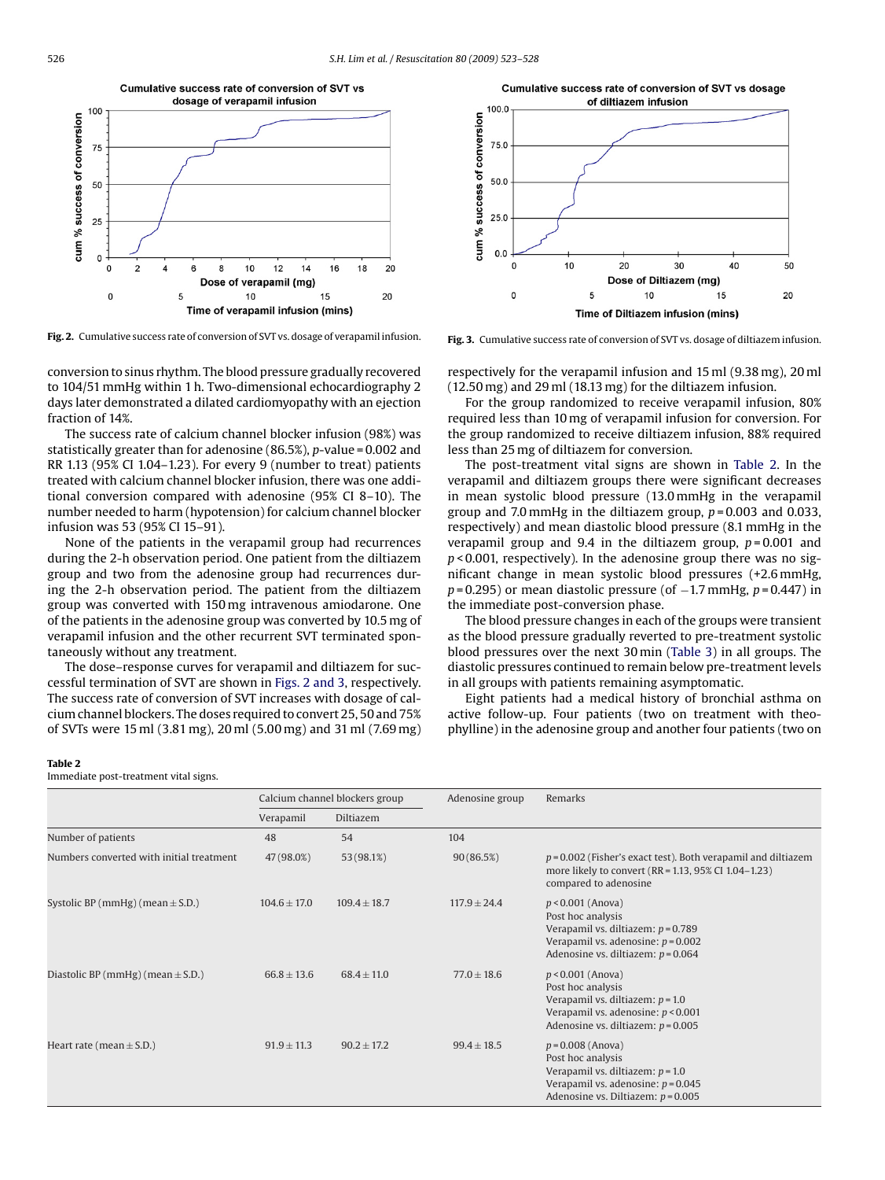Fig. 2. Cumulative success rate of conversion of SVT vs. dosage of verapamil infusion.

Fig. 3. Cumulative success rate of conversion of SVT vs. dosage of diltiazem infusion.

conversion to sinus rhythm. The blood pressure gradually recovered to 104/51 mmHg within 1 h. Two-dimensional echocardiography 2 days later demonstrated a dilated cardiomyopathy with an ejection fraction of 14%.

The success rate of calcium channel blocker infusion (98%) was statistically greater than for adenosine (86.5%), p-value = 0.002 and RR 1.13 (95% CI 1.04–1.23). For every 9 (number to treat) patients treated with calcium channel blocker infusion, there was one additional conversion compared with adenosine (95% CI 8–10). The number needed to harm (hypotension) for calcium channel blocker infusion was 53 (95% CI 15–91).

None of the patients in the verapamil group had recurrences during the 2-h observation period. One patient from the diltiazem group and two from the adenosine group had recurrences during the 2-h observation period. The patient from the diltiazem group was converted with 150 mg intravenous amiodarone. One of the patients in the adenosine group was converted by 10.5 mg of verapamil infusion and the other recurrent SVT terminated spontaneously without any treatment.

The dose–response curves for verapamil and diltiazem for successful termination of SVT are shown in Figs. 2 and 3, respectively. The success rate of conversion of SVT increases with dosage of calcium channel blockers. The doses required to convert 25, 50 and 75% of SVTs were 15 ml (3.81 mg), 20 ml (5.00 mg) and 31 ml (7.69 mg) respectively for the verapamil infusion and 15 ml (9.38 mg), 20 ml (12.50 mg) and 29 ml (18.13 mg) for the diltiazem infusion.

For the group randomized to receive verapamil infusion, 80% required less than 10 mg of verapamil infusion for conversion. For the group randomized to receive diltiazem infusion, 88% required less than 25 mg of diltiazem for conversion.

The post-treatment vital signs are shown in Table 2. In the verapamil and diltiazem groups there were significant decreases in mean systolic blood pressure (13.0 mmHg in the verapamil group and 7.0 mmHg in the diltiazem group, $p = 0.003$ and 0.033, respectively) and mean diastolic blood pressure (8.1 mmHg in the verapamil group and 9.4 in the diltiazem group, $p = 0.001$ and $p < 0.001$, respectively). In the adenosine group there was no significant change in mean systolic blood pressures (+2.6 mmHg, $p = 0.295$) or mean diastolic pressure (of −1.7 mmHg, $p = 0.447$) in the immediate post-conversion phase.

The blood pressure changes in each of the groups were transient as the blood pressure gradually reverted to pre-treatment systolic blood pressures over the next 30 min (Table 3) in all groups. The diastolic pressures continued to remain below pre-treatment levels in all groups with patients remaining asymptomatic.

Eight patients had a medical history of bronchial asthma on active follow-up. Four patients (two on treatment with theophylline) in the adenosine group and another four patients (two on

**Table 2**
Immediate post-treatment vital signs.

| | Calcium channel blockers group | | Adenosine group | Remarks |
|---|---|---|---|---|
| | Verapamil | Diltiazem | | |
| Number of patients | 48 | 54 | 104 | |
| Numbers converted with initial treatment | 47 (98.0%) | 53 (98.1%) | 90 (86.5%) | $p = 0.002$ (Fisher's exact test). Both verapamil and diltiazem more likely to convert (RR = 1.13, 95% CI 1.04–1.23) compared to adenosine |
| Systolic BP (mmHg) (mean ± S.D.) | 104.6 ± 17.0 | 109.4 ± 18.7 | 117.9 ± 24.4 | $p < 0.001$ (Anova) Post hoc analysis Verapamil vs. diltiazem: $p = 0.789$ Verapamil vs. adenosine: $p = 0.002$ Adenosine vs. diltiazem: $p = 0.064$ |
| Diastolic BP (mmHg) (mean ± S.D.) | 66.8 ± 13.6 | 68.4 ± 11.0 | 77.0 ± 18.6 | $p < 0.001$ (Anova) Post hoc analysis Verapamil vs. diltiazem: $p = 1.0$ Verapamil vs. adenosine: $p < 0.001$ Adenosine vs. diltiazem: $p = 0.005$ |
| Heart rate (mean ± S.D.) | 91.9 ± 11.3 | 90.2 ± 17.2 | 99.4 ± 18.5 | $p = 0.008$ (Anova) Post hoc analysis Verapamil vs. diltiazem: $p = 1.0$ Verapamil vs. adenosine: $p = 0.045$ Adenosine vs. Diltiazem: $p = 0.005$ |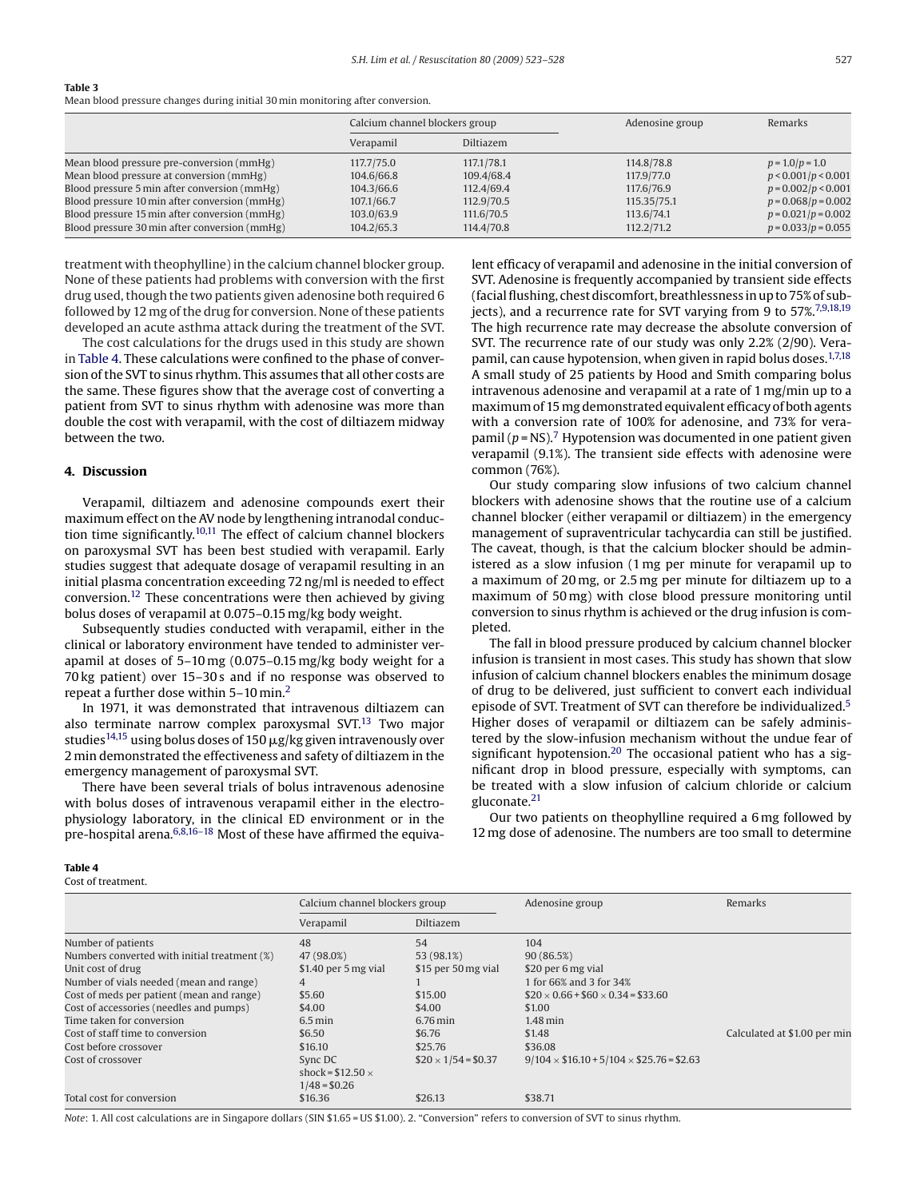**Table 3**
Mean blood pressure changes during initial 30 min monitoring after conversion.

| | Calcium channel blockers group | | Adenosine group | Remarks |
|---|---|---|---|---|
| | Verapamil | Diltiazem | | |
| Mean blood pressure pre-conversion (mmHg) | 117.7/75.0 | 117.1/78.1 | 114.8/78.8 | $p = 1.0/p = 1.0$ |
| Mean blood pressure at conversion (mmHg) | 104.6/66.8 | 109.4/68.4 | 117.9/77.0 | $p < 0.001/p < 0.001$ |
| Blood pressure 5 min after conversion (mmHg) | 104.3/66.6 | 112.4/69.4 | 117.6/76.9 | $p = 0.002/p < 0.001$ |
| Blood pressure 10 min after conversion (mmHg) | 107.1/66.7 | 112.9/70.5 | 115.35/75.1 | $p = 0.068/p = 0.002$ |
| Blood pressure 15 min after conversion (mmHg) | 103.0/63.9 | 111.6/70.5 | 113.6/74.1 | $p = 0.021/p = 0.002$ |
| Blood pressure 30 min after conversion (mmHg) | 104.2/65.3 | 114.4/70.8 | 112.2/71.2 | $p = 0.033/p = 0.055$ |

treatment with theophylline) in the calcium channel blocker group. None of these patients had problems with conversion with the first drug used, though the two patients given adenosine both required 6 followed by 12 mg of the drug for conversion. None of these patients developed an acute asthma attack during the treatment of the SVT.

The cost calculations for the drugs used in this study are shown in Table 4. These calculations were confined to the phase of conversion of the SVT to sinus rhythm. This assumes that all other costs are the same. These figures show that the average cost of converting a patient from SVT to sinus rhythm with adenosine was more than double the cost with verapamil, with the cost of diltiazem midway between the two.

## 4. Discussion

Verapamil, diltiazem and adenosine compounds exert their maximum effect on the AV node by lengthening intranodal conduction time significantly.[10,11] The effect of calcium channel blockers on paroxysmal SVT has been best studied with verapamil. Early studies suggest that adequate dosage of verapamil resulting in an initial plasma concentration exceeding 72 ng/ml is needed to effect conversion.[12] These concentrations were then achieved by giving bolus doses of verapamil at 0.075–0.15 mg/kg body weight.

Subsequently studies conducted with verapamil, either in the clinical or laboratory environment have tended to administer verapamil at doses of 5–10 mg (0.075–0.15 mg/kg body weight for a 70 kg patient) over 15–30 s and if no response was observed to repeat a further dose within 5–10 min.[2]

In 1971, it was demonstrated that intravenous diltiazem can also terminate narrow complex paroxysmal SVT.[13] Two major studies[14,15] using bolus doses of 150 μg/kg given intravenously over 2 min demonstrated the effectiveness and safety of diltiazem in the emergency management of paroxysmal SVT.

There have been several trials of bolus intravenous adenosine with bolus doses of intravenous verapamil either in the electrophysiology laboratory, in the clinical ED environment or in the pre-hospital arena.[6,8,16–18] Most of these have affirmed the equivalent efficacy of verapamil and adenosine in the initial conversion of SVT. Adenosine is frequently accompanied by transient side effects (facial flushing, chest discomfort, breathlessness in up to 75% of subjects), and a recurrence rate for SVT varying from 9 to 57%.[7,9,18,19] The high recurrence rate may decrease the absolute conversion of SVT. The recurrence rate of our study was only 2.2% (2/90). Verapamil, can cause hypotension, when given in rapid bolus doses.[1,7,18] A small study of 25 patients by Hood and Smith comparing bolus intravenous adenosine and verapamil at a rate of 1 mg/min up to a maximum of 15 mg demonstrated equivalent efficacy of both agents with a conversion rate of 100% for adenosine, and 73% for verapamil ($p$ = NS).[7] Hypotension was documented in one patient given verapamil (9.1%). The transient side effects with adenosine were common (76%).

Our study comparing slow infusions of two calcium channel blockers with adenosine shows that the routine use of a calcium channel blocker (either verapamil or diltiazem) in the emergency management of supraventricular tachycardia can still be justified. The caveat, though, is that the calcium blocker should be administered as a slow infusion (1 mg per minute for verapamil up to a maximum of 20 mg, or 2.5 mg per minute for diltiazem up to a maximum of 50 mg) with close blood pressure monitoring until conversion to sinus rhythm is achieved or the drug infusion is completed.

The fall in blood pressure produced by calcium channel blocker infusion is transient in most cases. This study has shown that slow infusion of calcium channel blockers enables the minimum dosage of drug to be delivered, just sufficient to convert each individual episode of SVT. Treatment of SVT can therefore be individualized.[5] Higher doses of verapamil or diltiazem can be safely administered by the slow-infusion mechanism without the undue fear of significant hypotension.[20] The occasional patient who has a significant drop in blood pressure, especially with symptoms, can be treated with a slow infusion of calcium chloride or calcium gluconate.[21]

Our two patients on theophylline required a 6 mg followed by 12 mg dose of adenosine. The numbers are too small to determine

**Table 4**
Cost of treatment.

| | Calcium channel blockers group | | Adenosine group | Remarks |
|---|---|---|---|---|
| | Verapamil | Diltiazem | | |
| Number of patients | 48 | 54 | 104 | |
| Numbers converted with initial treatment (%) | 47 (98.0%) | 53 (98.1%) | 90 (86.5%) | |
| Unit cost of drug | \$1.40 per 5 mg vial | \$15 per 50 mg vial | \$20 per 6 mg vial | |
| Number of vials needed (mean and range) | 4 | 1 | 1 for 66% and 3 for 34% | |
| Cost of meds per patient (mean and range) | \$5.60 | \$15.00 | \$20 × 0.66 + \$60 × 0.34 = \$33.60 | |
| Cost of accessories (needles and pumps) | \$4.00 | \$4.00 | \$1.00 | |
| Time taken for conversion | 6.5 min | 6.76 min | 1.48 min | |
| Cost of staff time to conversion | \$6.50 | \$6.76 | \$1.48 | Calculated at \$1.00 per min |
| Cost before crossover | \$16.10 | \$25.76 | \$36.08 | |
| Cost of crossover | Sync DC shock = \$12.50 × 1/48 = \$0.26 | \$20 × 1/54 = \$0.37 | 9/104 × \$16.10 + 5/104 × \$25.76 = \$2.63 | |
| Total cost for conversion | \$16.36 | \$26.13 | \$38.71 | |

*Note*: 1. All cost calculations are in Singapore dollars (SIN \$1.65 = US \$1.00). 2. "Conversion" refers to conversion of SVT to sinus rhythm.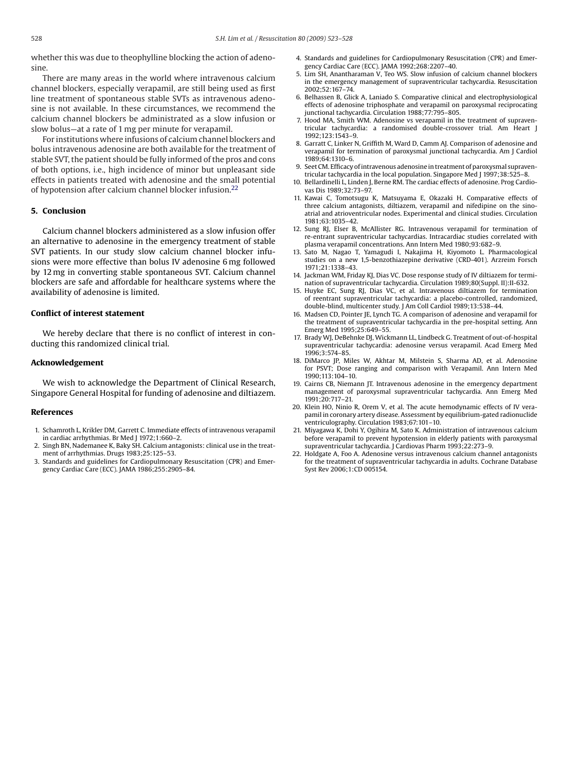whether this was due to theophylline blocking the action of adenosine.

There are many areas in the world where intravenous calcium channel blockers, especially verapamil, are still being used as first line treatment of spontaneous stable SVTs as intravenous adenosine is not available. In these circumstances, we recommend the calcium channel blockers be administrated as a slow infusion or slow bolus—at a rate of 1 mg per minute for verapamil.

For institutions where infusions of calcium channel blockers and bolus intravenous adenosine are both available for the treatment of stable SVT, the patient should be fully informed of the pros and cons of both options, i.e., high incidence of minor but unpleasant side effects in patients treated with adenosine and the small potential of hypotension after calcium channel blocker infusion.[22]

## 5. Conclusion

Calcium channel blockers administered as a slow infusion offer an alternative to adenosine in the emergency treatment of stable SVT patients. In our study slow calcium channel blocker infusions were more effective than bolus IV adenosine 6 mg followed by 12 mg in converting stable spontaneous SVT. Calcium channel blockers are safe and affordable for healthcare systems where the availability of adenosine is limited.

## Conflict of interest statement

We hereby declare that there is no conflict of interest in conducting this randomized clinical trial.

## Acknowledgement

We wish to acknowledge the Department of Clinical Research, Singapore General Hospital for funding of adenosine and diltiazem.

## References

1. Schamroth L, Krikler DM, Garrett C. Immediate effects of intravenous verapamil in cardiac arrhythmias. Br Med J 1972;1:660–2.
2. Singh BN, Nademanee K, Baky SH. Calcium antagonists: clinical use in the treatment of arrhythmias. Drugs 1983;25:125–53.
3. Standards and guidelines for Cardiopulmonary Resuscitation (CPR) and Emergency Cardiac Care (ECC). JAMA 1986;255:2905–84.
4. Standards and guidelines for Cardiopulmonary Resuscitation (CPR) and Emergency Cardiac Care (ECC). JAMA 1992;268:2207–40.
5. Lim SH, Anantharaman V, Teo WS. Slow infusion of calcium channel blockers in the emergency management of supraventricular tachycardia. Resuscitation 2002;52:167–74.
6. Belhassen B, Glick A, Laniado S. Comparative clinical and electrophysiological effects of adenosine triphosphate and verapamil on paroxysmal reciprocating junctional tachycardia. Circulation 1988;77:795–805.
7. Hood MA, Smith WM. Adenosine vs verapamil in the treatment of supraventricular tachycardia: a randomised double-crossover trial. Am Heart J 1992;123:1543–9.
8. Garratt C, Linker N, Griffith M, Ward D, Camm AJ. Comparison of adenosine and verapamil for termination of paroxysmal junctional tachycardia. Am J Cardiol 1989;64:1310–6.
9. Seet CM. Efficacy of intravenous adenosine in treatment of paroxysmal supraventricular tachycardia in the local population. Singapore Med J 1997;38:525–8.
10. Bellardinelli L, Linden J, Berne RM. The cardiac effects of adenosine. Prog Cardiovas Dis 1989;32:73–97.
11. Kawai C, Tomotsugu K, Matsuyama E, Okazaki H. Comparative effects of three calcium antagonists, diltiazem, verapamil and nifedipine on the sinoatrial and atrioventricular nodes. Experimental and clinical studies. Circulation 1981;63:1035–42.
12. Sung RJ, Elser B, McAllister RG. Intravenous verapamil for termination of re-entrant supraventricular tachycardias. Intracardiac studies correlated with plasma verapamil concentrations. Ann Intern Med 1980;93:682–9.
13. Sato M, Nagao T, Yamagudi I, Nakajima H, Kiyomoto L. Pharmacological studies on a new 1,5-benzothiazepine derivative (CRD-401). Arzreim Forsch 1971;21:1338–43.
14. Jackman WM, Friday KJ, Dias VC. Dose response study of IV diltiazem for termination of supraventricular tachycardia. Circulation 1989;80(Suppl. II):II-632.
15. Huyke EC, Sung RJ, Dias VC, et al. Intravenous diltiazem for termination of reentrant supraventricular tachycardia: a placebo-controlled, randomized, double-blind, multicenter study. J Am Coll Cardiol 1989;13:538–44.
16. Madsen CD, Pointer JE, Lynch TG. A comparison of adenosine and verapamil for the treatment of supraventricular tachycardia in the pre-hospital setting. Ann Emerg Med 1995;25:649–55.
17. Brady WJ, DeBehnke DJ, Wickmann LL, Lindbeck G. Treatment of out-of-hospital supraventricular tachycardia: adenosine versus verapamil. Acad Emerg Med 1996;3:574–85.
18. DiMarco JP, Miles W, Akhtar M, Milstein S, Sharma AD, et al. Adenosine for PSVT; Dose ranging and comparison with Verapamil. Ann Intern Med 1990;113:104–10.
19. Cairns CB, Niemann JT. Intravenous adenosine in the emergency department management of paroxysmal supraventricular tachycardia. Ann Emerg Med 1991;20:717–21.
20. Klein HO, Ninio R, Orem V, et al. The acute hemodynamic effects of IV verapamil in coronary artery disease. Assessment by equilibrium-gated radionuclide ventriculography. Circulation 1983;67:101–10.
21. Miyagawa K, Dohi Y, Ogihira M, Sato K. Administration of intravenous calcium before verapamil to prevent hypotension in elderly patients with paroxysmal supraventricular tachycardia. J Cardiovas Pharm 1993;22:273–9.
22. Holdgate A, Foo A. Adenosine versus intravenous calcium channel antagonists for the treatment of supraventricular tachycardia in adults. Cochrane Database Syst Rev 2006;1:CD 005154.